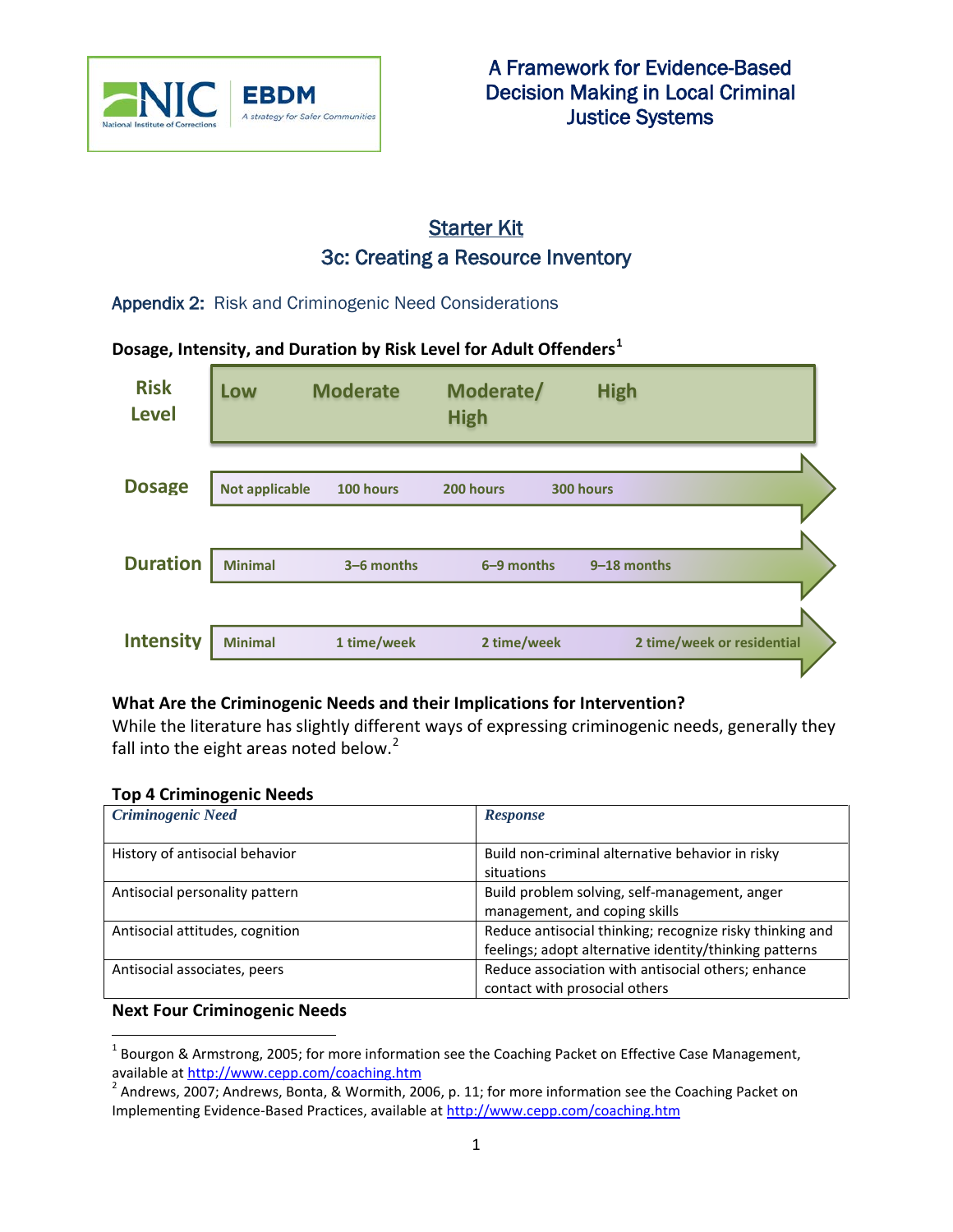A Framework for Evidence-Based Decision Making in Local Criminal Justice Systems

# Starter Kit
# 3c: Creating a Resource Inventory

## Appendix 2: Risk and Criminogenic Need Considerations

**Dosage, Intensity, and Duration by Risk Level for Adult Offenders**[1]

| Risk Level | Low | Moderate | Moderate/ High | High |
|---|---|---|---|---|
| Dosage | Not applicable | 100 hours | 200 hours | 300 hours |
| Duration | Minimal | 3–6 months | 6–9 months | 9–18 months |
| Intensity | Minimal | 1 time/week | 2 time/week | 2 time/week or residential |

**What Are the Criminogenic Needs and their Implications for Intervention?**

While the literature has slightly different ways of expressing criminogenic needs, generally they fall into the eight areas noted below.[2]

**Top 4 Criminogenic Needs**

| *Criminogenic Need* | *Response* |
|---|---|
| History of antisocial behavior | Build non-criminal alternative behavior in risky situations |
| Antisocial personality pattern | Build problem solving, self-management, anger management, and coping skills |
| Antisocial attitudes, cognition | Reduce antisocial thinking; recognize risky thinking and feelings; adopt alternative identity/thinking patterns |
| Antisocial associates, peers | Reduce association with antisocial others; enhance contact with prosocial others |

**Next Four Criminogenic Needs**

---

[1] Bourgon & Armstrong, 2005; for more information see the Coaching Packet on Effective Case Management, available at http://www.cepp.com/coaching.htm

[2] Andrews, 2007; Andrews, Bonta, & Wormith, 2006, p. 11; for more information see the Coaching Packet on Implementing Evidence-Based Practices, available at http://www.cepp.com/coaching.htm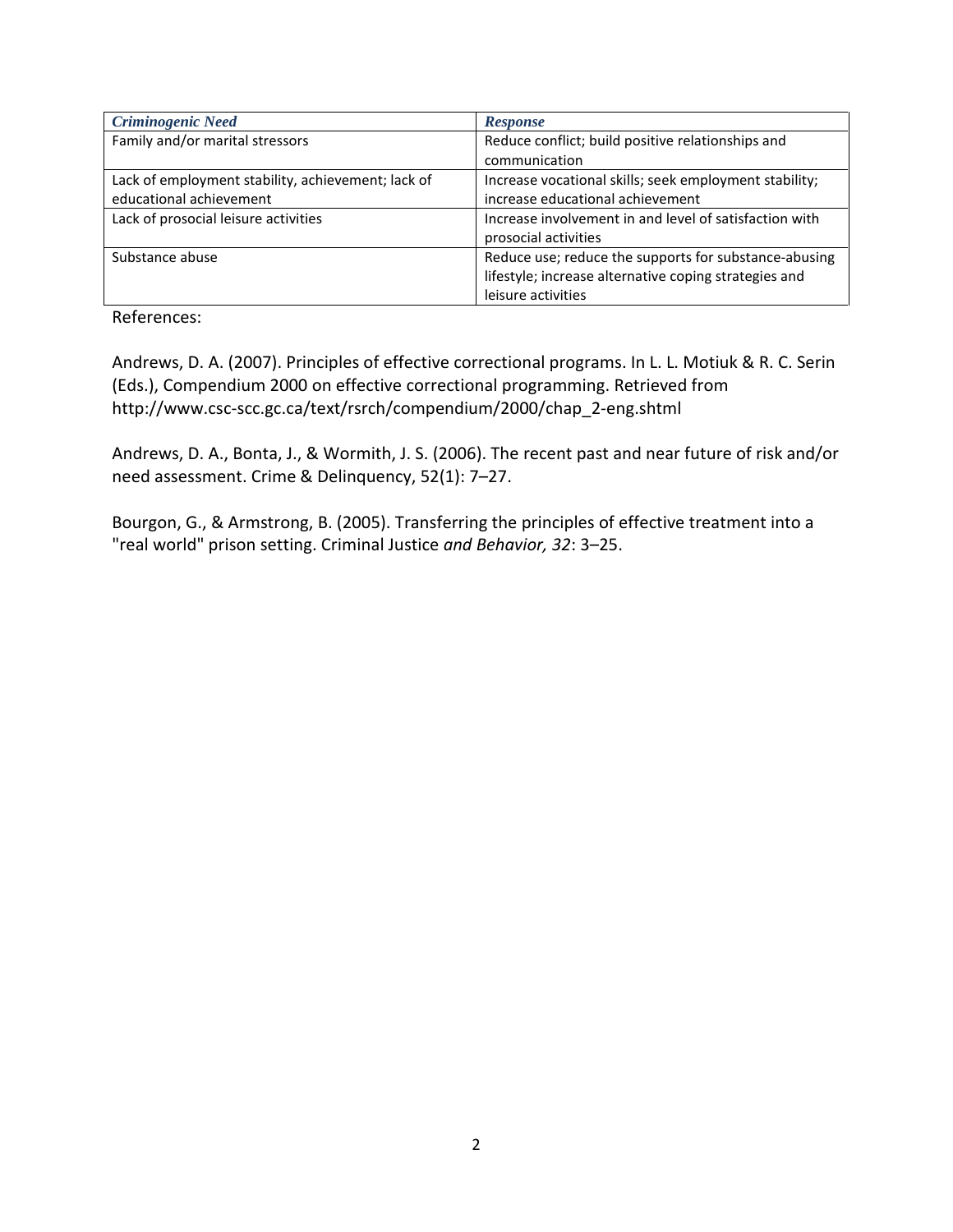| *Criminogenic Need* | *Response* |
| --- | --- |
| Family and/or marital stressors | Reduce conflict; build positive relationships and communication |
| Lack of employment stability, achievement; lack of educational achievement | Increase vocational skills; seek employment stability; increase educational achievement |
| Lack of prosocial leisure activities | Increase involvement in and level of satisfaction with prosocial activities |
| Substance abuse | Reduce use; reduce the supports for substance-abusing lifestyle; increase alternative coping strategies and leisure activities |

References:

Andrews, D. A. (2007). Principles of effective correctional programs. In L. L. Motiuk & R. C. Serin (Eds.), Compendium 2000 on effective correctional programming. Retrieved from http://www.csc-scc.gc.ca/text/rsrch/compendium/2000/chap_2-eng.shtml

Andrews, D. A., Bonta, J., & Wormith, J. S. (2006). The recent past and near future of risk and/or need assessment. Crime & Delinquency, 52(1): 7–27.

Bourgon, G., & Armstrong, B. (2005). Transferring the principles of effective treatment into a "real world" prison setting. Criminal Justice *and Behavior, 32*: 3–25.